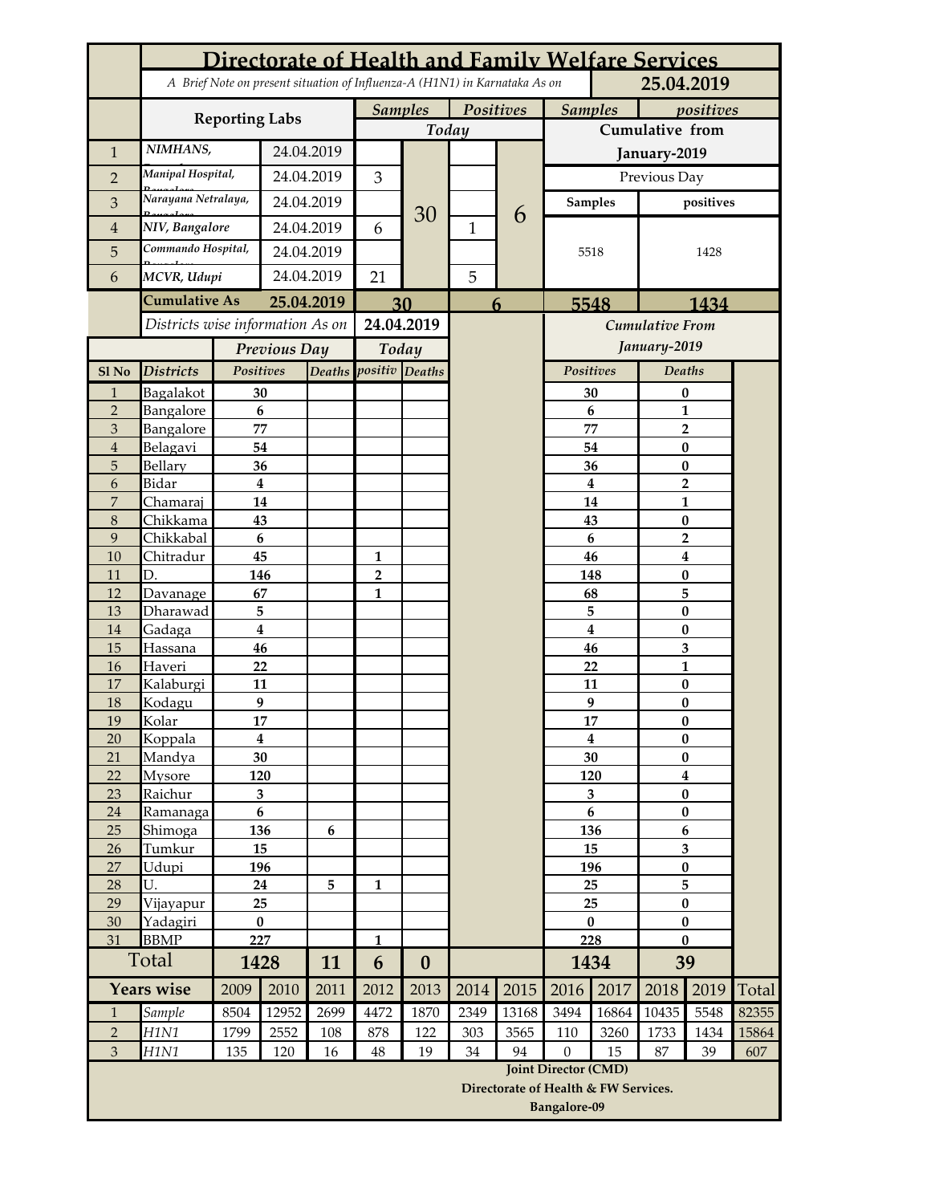# Directorate of Health and Family Welfare Services

*A Brief Note on present situation of Influenza-A (H1N1) in Karnataka As on* **25.04.2019**

| | Reporting Labs | | Samples Today | | Positives Today | | Samples Cumulative from January-2019 | Positives Cumulative from January-2019 |
|---|---|---|---|---|---|---|---|---|
| 1 | NIMHANS, | 24.04.2019 | | 30 | | 6 | Previous Day | |
| 2 | Manipal Hospital, | 24.04.2019 | 3 | | | | Samples | positives |
| 3 | Narayana Netralaya, | 24.04.2019 | | | | | 5518 | 1428 |
| 4 | NIV, Bangalore | 24.04.2019 | 6 | | 1 | | | |
| 5 | Commando Hospital, | 24.04.2019 | | | | | | |
| 6 | MCVR, Udupi | 24.04.2019 | 21 | | 5 | | | |
| | Cumulative As | 25.04.2019 | 30 | | 6 | | 5548 | 1434 |

*Districts wise information As on* **24.04.2019**

| Sl No | Districts | Previous Day Positives | Previous Day Deaths | Today positiv | Today Deaths | Cumulative From January-2019 Positives | Cumulative From January-2019 Deaths |
|---|---|---|---|---|---|---|---|
| 1 | Bagalakot | 30 | | | | 30 | 0 |
| 2 | Bangalore | 6 | | | | 6 | 1 |
| 3 | Bangalore | 77 | | | | 77 | 2 |
| 4 | Belagavi | 54 | | | | 54 | 0 |
| 5 | Bellary | 36 | | | | 36 | 0 |
| 6 | Bidar | 4 | | | | 4 | 2 |
| 7 | Chamaraj | 14 | | | | 14 | 1 |
| 8 | Chikkama | 43 | | | | 43 | 0 |
| 9 | Chikkabal | 6 | | | | 6 | 2 |
| 10 | Chitradur | 45 | | 1 | | 46 | 4 |
| 11 | D. | 146 | | 2 | | 148 | 0 |
| 12 | Davanage | 67 | | 1 | | 68 | 5 |
| 13 | Dharawad | 5 | | | | 5 | 0 |
| 14 | Gadaga | 4 | | | | 4 | 0 |
| 15 | Hassana | 46 | | | | 46 | 3 |
| 16 | Haveri | 22 | | | | 22 | 1 |
| 17 | Kalaburgi | 11 | | | | 11 | 0 |
| 18 | Kodagu | 9 | | | | 9 | 0 |
| 19 | Kolar | 17 | | | | 17 | 0 |
| 20 | Koppala | 4 | | | | 4 | 0 |
| 21 | Mandya | 30 | | | | 30 | 0 |
| 22 | Mysore | 120 | | | | 120 | 4 |
| 23 | Raichur | 3 | | | | 3 | 0 |
| 24 | Ramanaga | 6 | | | | 6 | 0 |
| 25 | Shimoga | 136 | 6 | | | 136 | 6 |
| 26 | Tumkur | 15 | | | | 15 | 3 |
| 27 | Udupi | 196 | | | | 196 | 0 |
| 28 | U. | 24 | 5 | 1 | | 25 | 5 |
| 29 | Vijayapur | 25 | | | | 25 | 0 |
| 30 | Yadagiri | 0 | | | | 0 | 0 |
| 31 | BBMP | 227 | | 1 | | 228 | 0 |
| | **Total** | **1428** | **11** | **6** | **0** | **1434** | **39** |

| | Years wise | 2009 | 2010 | 2011 | 2012 | 2013 | 2014 | 2015 | 2016 | 2017 | 2018 | 2019 | Total |
|---|---|---|---|---|---|---|---|---|---|---|---|---|---|
| 1 | Sample | 8504 | 12952 | 2699 | 4472 | 1870 | 2349 | 13168 | 3494 | 16864 | 10435 | 5548 | 82355 |
| 2 | H1N1 | 1799 | 2552 | 108 | 878 | 122 | 303 | 3565 | 110 | 3260 | 1733 | 1434 | 15864 |
| 3 | H1N1 | 135 | 120 | 16 | 48 | 19 | 34 | 94 | 0 | 15 | 87 | 39 | 607 |

**Joint Director (CMD)**

**Directorate of Health & FW Services.**

**Bangalore-09**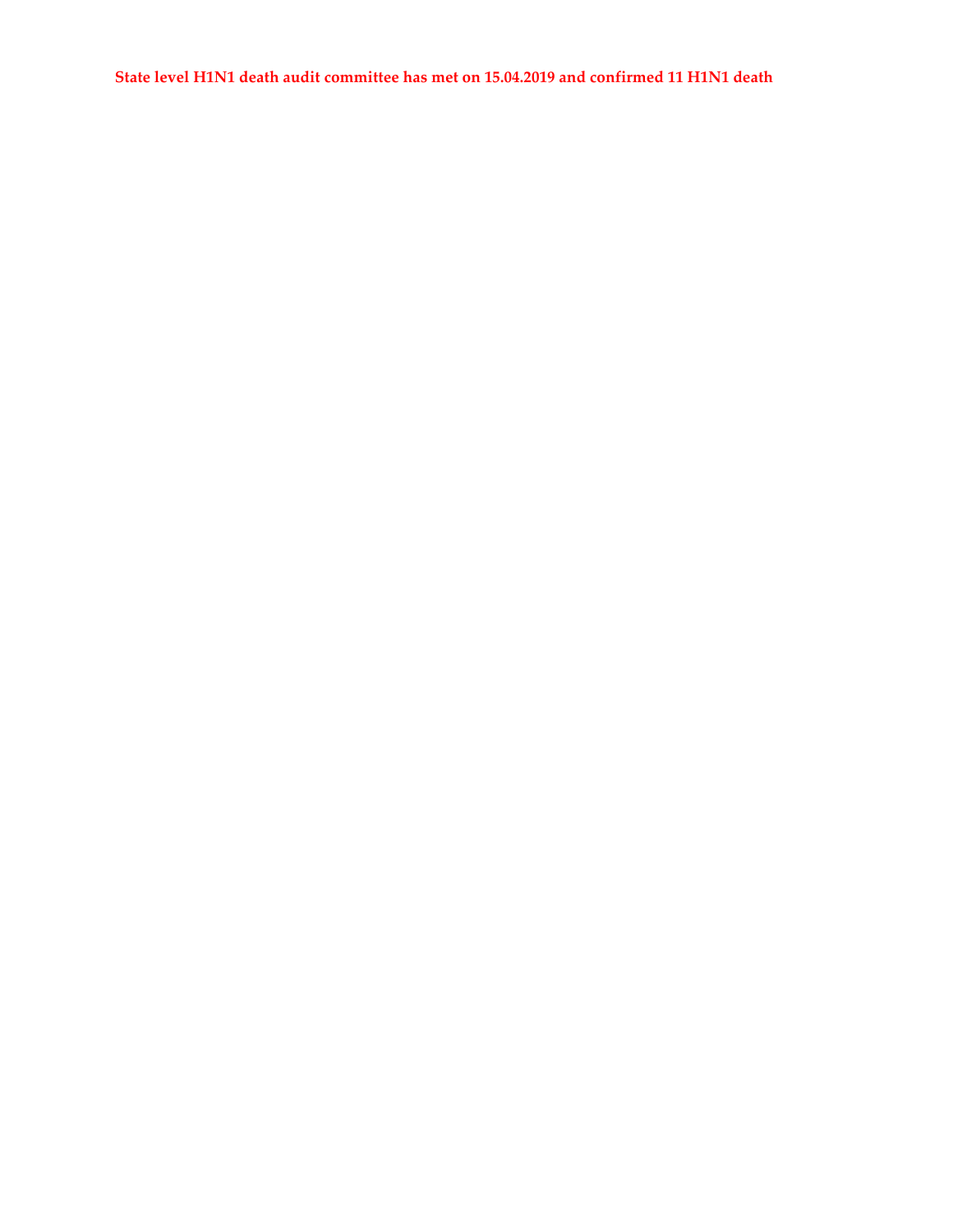**State level H1N1 death audit committee has met on 15.04.2019 and confirmed 11 H1N1 death**